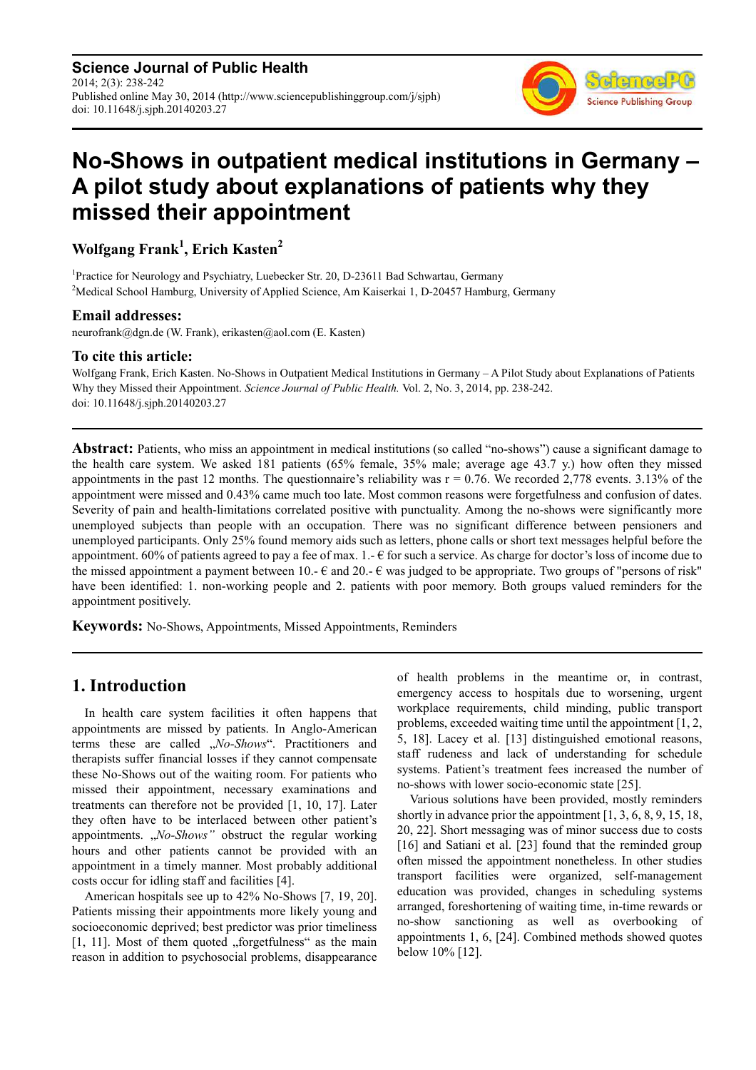Science Journal of Public Health
2014; 2(3): 238-242
Published online May 30, 2014 (http://www.sciencepublishinggroup.com/j/sjph)
doi: 10.11648/j.sjph.20140203.27

# No-Shows in outpatient medical institutions in Germany – A pilot study about explanations of patients why they missed their appointment

**Wolfgang Frank[1], Erich Kasten[2]**

[1]Practice for Neurology and Psychiatry, Luebecker Str. 20, D-23611 Bad Schwartau, Germany
[2]Medical School Hamburg, University of Applied Science, Am Kaiserkai 1, D-20457 Hamburg, Germany

### Email addresses:

neurofrank@dgn.de (W. Frank), erikasten@aol.com (E. Kasten)

### To cite this article:

Wolfgang Frank, Erich Kasten. No-Shows in Outpatient Medical Institutions in Germany – A Pilot Study about Explanations of Patients Why they Missed their Appointment. *Science Journal of Public Health.* Vol. 2, No. 3, 2014, pp. 238-242.
doi: 10.11648/j.sjph.20140203.27

**Abstract:** Patients, who miss an appointment in medical institutions (so called "no-shows") cause a significant damage to the health care system. We asked 181 patients (65% female, 35% male; average age 43.7 y.) how often they missed appointments in the past 12 months. The questionnaire's reliability was r = 0.76. We recorded 2,778 events. 3.13% of the appointment were missed and 0.43% came much too late. Most common reasons were forgetfulness and confusion of dates. Severity of pain and health-limitations correlated positive with punctuality. Among the no-shows were significantly more unemployed subjects than people with an occupation. There was no significant difference between pensioners and unemployed participants. Only 25% found memory aids such as letters, phone calls or short text messages helpful before the appointment. 60% of patients agreed to pay a fee of max. 1.- € for such a service. As charge for doctor's loss of income due to the missed appointment a payment between 10.- € and 20.- € was judged to be appropriate. Two groups of "persons of risk" have been identified: 1. non-working people and 2. patients with poor memory. Both groups valued reminders for the appointment positively.

**Keywords:** No-Shows, Appointments, Missed Appointments, Reminders

## 1. Introduction

In health care system facilities it often happens that appointments are missed by patients. In Anglo-American terms these are called „*No-Shows*". Practitioners and therapists suffer financial losses if they cannot compensate these No-Shows out of the waiting room. For patients who missed their appointment, necessary examinations and treatments can therefore not be provided [1, 10, 17]. Later they often have to be interlaced between other patient's appointments. „*No-Shows"* obstruct the regular working hours and other patients cannot be provided with an appointment in a timely manner. Most probably additional costs occur for idling staff and facilities [4].

American hospitals see up to 42% No-Shows [7, 19, 20]. Patients missing their appointments more likely young and socioeconomic deprived; best predictor was prior timeliness [1, 11]. Most of them quoted „forgetfulness" as the main reason in addition to psychosocial problems, disappearance of health problems in the meantime or, in contrast, emergency access to hospitals due to worsening, urgent workplace requirements, child minding, public transport problems, exceeded waiting time until the appointment [1, 2, 5, 18]. Lacey et al. [13] distinguished emotional reasons, staff rudeness and lack of understanding for schedule systems. Patient's treatment fees increased the number of no-shows with lower socio-economic state [25].

Various solutions have been provided, mostly reminders shortly in advance prior the appointment [1, 3, 6, 8, 9, 15, 18, 20, 22]. Short messaging was of minor success due to costs [16] and Satiani et al. [23] found that the reminded group often missed the appointment nonetheless. In other studies transport facilities were organized, self-management education was provided, changes in scheduling systems arranged, foreshortening of waiting time, in-time rewards or no-show sanctioning as well as overbooking of appointments 1, 6, [24]. Combined methods showed quotes below 10% [12].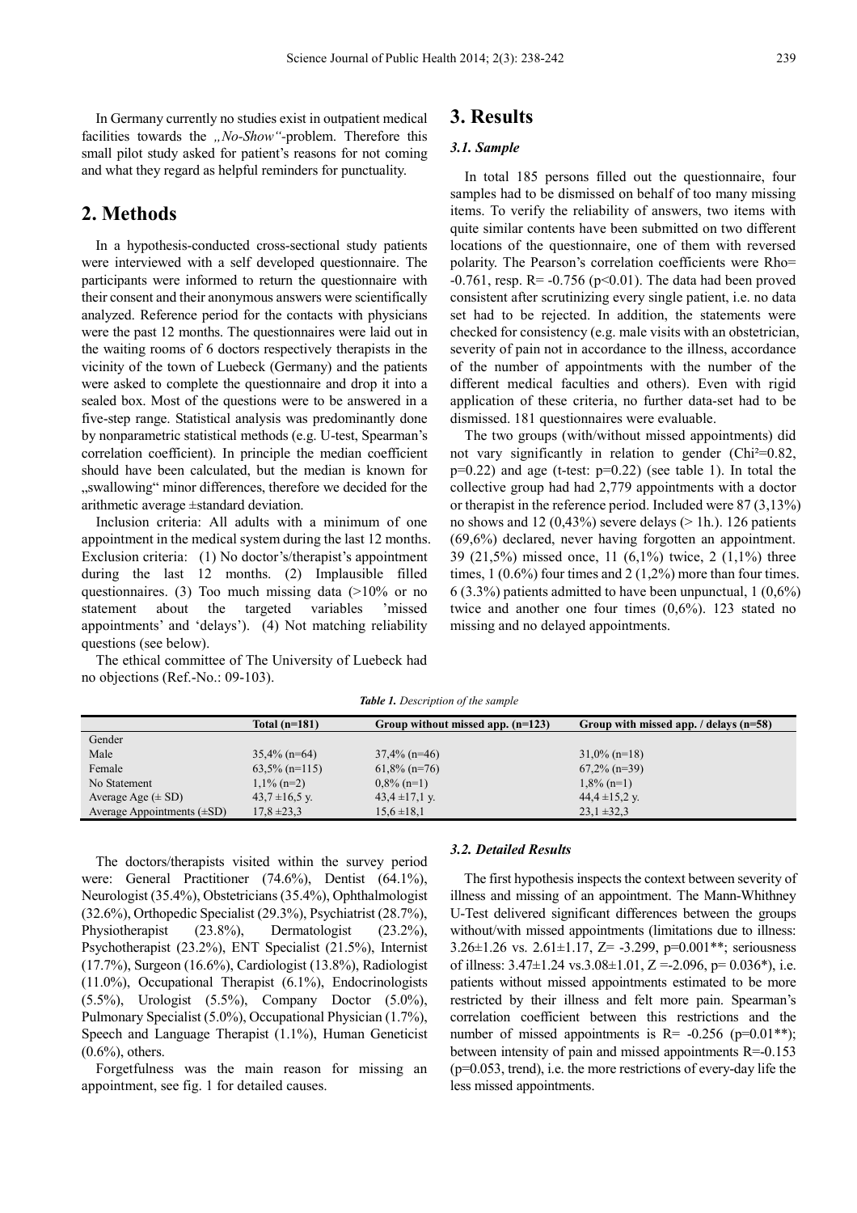In Germany currently no studies exist in outpatient medical facilities towards the „*No-Show*"-problem. Therefore this small pilot study asked for patient's reasons for not coming and what they regard as helpful reminders for punctuality.

## 2. Methods

In a hypothesis-conducted cross-sectional study patients were interviewed with a self developed questionnaire. The participants were informed to return the questionnaire with their consent and their anonymous answers were scientifically analyzed. Reference period for the contacts with physicians were the past 12 months. The questionnaires were laid out in the waiting rooms of 6 doctors respectively therapists in the vicinity of the town of Luebeck (Germany) and the patients were asked to complete the questionnaire and drop it into a sealed box. Most of the questions were to be answered in a five-step range. Statistical analysis was predominantly done by nonparametric statistical methods (e.g. U-test, Spearman's correlation coefficient). In principle the median coefficient should have been calculated, but the median is known for „swallowing" minor differences, therefore we decided for the arithmetic average ±standard deviation.

Inclusion criteria: All adults with a minimum of one appointment in the medical system during the last 12 months. Exclusion criteria: (1) No doctor's/therapist's appointment during the last 12 months. (2) Implausible filled questionnaires. (3) Too much missing data (>10% or no statement about the targeted variables 'missed appointments' and 'delays'). (4) Not matching reliability questions (see below).

The ethical committee of The University of Luebeck had no objections (Ref.-No.: 09-103).

## 3. Results

### 3.1. Sample

In total 185 persons filled out the questionnaire, four samples had to be dismissed on behalf of too many missing items. To verify the reliability of answers, two items with quite similar contents have been submitted on two different locations of the questionnaire, one of them with reversed polarity. The Pearson's correlation coefficients were Rho= -0.761, resp. R= -0.756 (p<0.01). The data had been proved consistent after scrutinizing every single patient, i.e. no data set had to be rejected. In addition, the statements were checked for consistency (e.g. male visits with an obstetrician, severity of pain not in accordance to the illness, accordance of the number of appointments with the number of the different medical faculties and others). Even with rigid application of these criteria, no further data-set had to be dismissed. 181 questionnaires were evaluable.

The two groups (with/without missed appointments) did not vary significantly in relation to gender (Chi²=0.82, p=0.22) and age (t-test: p=0.22) (see table 1). In total the collective group had had 2,779 appointments with a doctor or therapist in the reference period. Included were 87 (3,13%) no shows and 12 (0,43%) severe delays (> 1h.). 126 patients (69,6%) declared, never having forgotten an appointment. 39 (21,5%) missed once, 11 (6,1%) twice, 2 (1,1%) three times, 1 (0.6%) four times and 2 (1,2%) more than four times. 6 (3.3%) patients admitted to have been unpunctual, 1 (0,6%) twice and another one four times (0,6%). 123 stated no missing and no delayed appointments.

***Table 1.*** *Description of the sample*

| | Total (n=181) | Group without missed app. (n=123) | Group with missed app. / delays (n=58) |
|---|---|---|---|
| Gender | | | |
| Male | 35,4% (n=64) | 37,4% (n=46) | 31,0% (n=18) |
| Female | 63,5% (n=115) | 61,8% (n=76) | 67,2% (n=39) |
| No Statement | 1,1% (n=2) | 0,8% (n=1) | 1,8% (n=1) |
| Average Age (± SD) | 43,7 ±16,5 y. | 43,4 ±17,1 y. | 44,4 ±15,2 y. |
| Average Appointments (±SD) | 17,8 ±23,3 | 15,6 ±18,1 | 23,1 ±32,3 |

The doctors/therapists visited within the survey period were: General Practitioner (74.6%), Dentist (64.1%), Neurologist (35.4%), Obstetricians (35.4%), Ophthalmologist (32.6%), Orthopedic Specialist (29.3%), Psychiatrist (28.7%), Physiotherapist (23.8%), Dermatologist (23.2%), Psychotherapist (23.2%), ENT Specialist (21.5%), Internist (17.7%), Surgeon (16.6%), Cardiologist (13.8%), Radiologist (11.0%), Occupational Therapist (6.1%), Endocrinologists (5.5%), Urologist (5.5%), Company Doctor (5.0%), Pulmonary Specialist (5.0%), Occupational Physician (1.7%), Speech and Language Therapist (1.1%), Human Geneticist (0.6%), others.

Forgetfulness was the main reason for missing an appointment, see fig. 1 for detailed causes.

### 3.2. Detailed Results

The first hypothesis inspects the context between severity of illness and missing of an appointment. The Mann-Whithney U-Test delivered significant differences between the groups without/with missed appointments (limitations due to illness: 3.26±1.26 vs. 2.61±1.17, Z= -3.299, p=0.001**; seriousness of illness: 3.47±1.24 vs.3.08±1.01, Z =-2.096, p= 0.036*), i.e. patients without missed appointments estimated to be more restricted by their illness and felt more pain. Spearman's correlation coefficient between this restrictions and the number of missed appointments is R= -0.256 (p=0.01**); between intensity of pain and missed appointments R=-0.153 (p=0.053, trend), i.e. the more restrictions of every-day life the less missed appointments.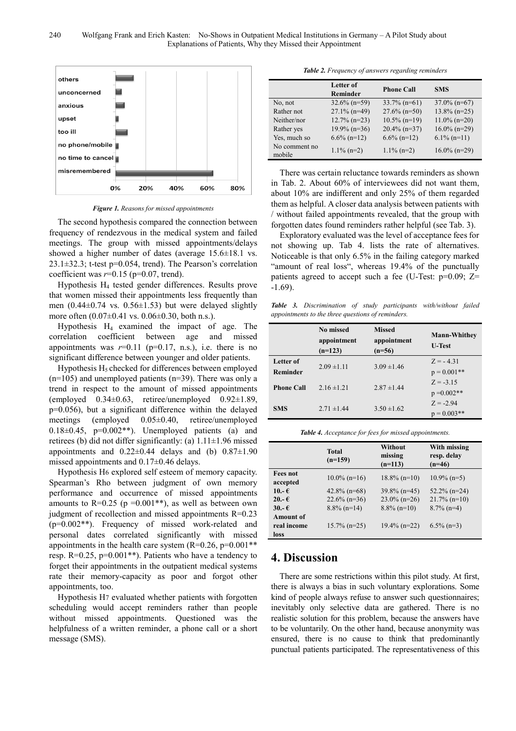*Figure 1. Reasons for missed appointments*

The second hypothesis compared the connection between frequency of rendezvous in the medical system and failed meetings. The group with missed appointments/delays showed a higher number of dates (average 15.6±18.1 vs. 23.1±32.3; t-test p=0.054, trend). The Pearson's correlation coefficient was $r$=0.15 (p=0.07, trend).

Hypothesis $H_4$ tested gender differences. Results prove that women missed their appointments less frequently than men (0.44±0.74 vs. 0.56±1.53) but were delayed slightly more often (0.07±0.41 vs. 0.06±0.30, both n.s.).

Hypothesis $H_4$ examined the impact of age. The correlation coefficient between age and missed appointments was $r$=0.11 (p=0.17, n.s.), i.e. there is no significant difference between younger and older patients.

Hypothesis $H_5$ checked for differences between employed (n=105) and unemployed patients (n=39). There was only a trend in respect to the amount of missed appointments (employed 0.34±0.63, retiree/unemployed 0.92±1.89, p=0.056), but a significant difference within the delayed meetings (employed 0.05±0.40, retiree/unemployed 0.18±0.45, p=0.002**). Unemployed patients (a) and retirees (b) did not differ significantly: (a) 1.11±1.96 missed appointments and 0.22±0.44 delays and (b) 0.87±1.90 missed appointments and 0.17±0.46 delays.

Hypothesis $H_6$ explored self esteem of memory capacity. Spearman's Rho between judgment of own memory performance and occurrence of missed appointments amounts to R=0.25 (p =0.001**), as well as between own judgment of recollection and missed appointments R=0.23 (p=0.002**). Frequency of missed work-related and personal dates correlated significantly with missed appointments in the health care system (R=0.26, p=0.001** resp. R=0.25, p=0.001**). Patients who have a tendency to forget their appointments in the outpatient medical systems rate their memory-capacity as poor and forgot other appointments, too.

Hypothesis $H_7$ evaluated whether patients with forgotten scheduling would accept reminders rather than people without missed appointments. Questioned was the helpfulness of a written reminder, a phone call or a short message (SMS).

*Table 2. Frequency of answers regarding reminders*

| | Letter of Reminder | Phone Call | SMS |
|---|---|---|---|
| No, not | 32.6% (n=59) | 33.7% (n=61) | 37.0% (n=67) |
| Rather not | 27.1% (n=49) | 27.6% (n=50) | 13.8% (n=25) |
| Neither/nor | 12.7% (n=23) | 10.5% (n=19) | 11.0% (n=20) |
| Rather yes | 19.9% (n=36) | 20.4% (n=37) | 16.0% (n=29) |
| Yes, much so | 6.6% (n=12) | 6.6% (n=12) | 6.1% (n=11) |
| No comment no mobile | 1.1% (n=2) | 1.1% (n=2) | 16.0% (n=29) |

There was certain reluctance towards reminders as shown in Tab. 2. About 60% of interviewees did not want them, about 10% are indifferent and only 25% of them regarded them as helpful. A closer data analysis between patients with / without failed appointments revealed, that the group with forgotten dates found reminders rather helpful (see Tab. 3).

Exploratory evaluated was the level of acceptance fees for not showing up. Tab 4. lists the rate of alternatives. Noticeable is that only 6.5% in the failing category marked "amount of real loss", whereas 19.4% of the punctually patients agreed to accept such a fee (U-Test: p=0.09; Z= -1.69).

*Table 3. Discrimination of study participants with/without failed appointments to the three questions of reminders.*

| | No missed appointment (n=123) | Missed appointment (n=56) | Mann-Whithey U-Test |
|---|---|---|---|
| Letter of Reminder | 2.09 ±1.11 | 3.09 ±1.46 | Z = - 4.31<br>p = 0.001** |
| Phone Call | 2.16 ±1.21 | 2.87 ±1.44 | Z = -3.15<br>p =0.002** |
| SMS | 2.71 ±1.44 | 3.50 ±1.62 | Z = -2.94<br>p = 0.003** |

*Table 4. Acceptance for fees for missed appointments.*

| | Total (n=159) | Without missing (n=113) | With missing resp. delay (n=46) |
|---|---|---|---|
| Fees not accepted | 10.0% (n=16) | 18.8% (n=10) | 10.9% (n=5) |
| 10.- € | 42.8% (n=68) | 39.8% (n=45) | 52.2% (n=24) |
| 20.- € | 22.6% (n=36) | 23.0% (n=26) | 21.7% (n=10) |
| 30.- € | 8.8% (n=14) | 8.8% (n=10) | 8.7% (n=4) |
| Amount of real income loss | 15.7% (n=25) | 19.4% (n=22) | 6.5% (n=3) |

# 4. Discussion

There are some restrictions within this pilot study. At first, there is always a bias in such voluntary explorations. Some kind of people always refuse to answer such questionnaires; inevitably only selective data are gathered. There is no realistic solution for this problem, because the answers have to be voluntarily. On the other hand, because anonymity was ensured, there is no cause to think that predominantly punctual patients participated. The representativeness of this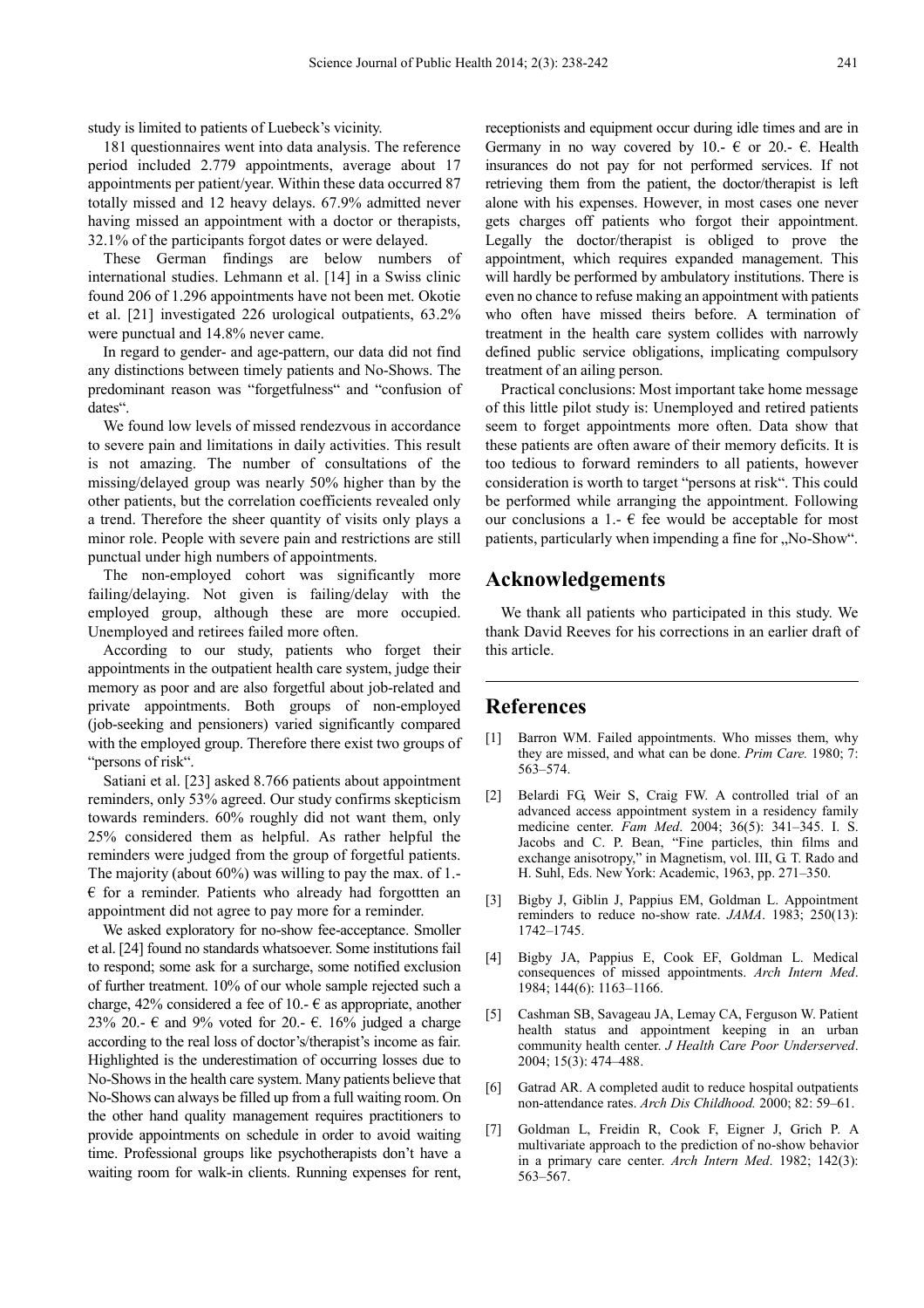study is limited to patients of Luebeck's vicinity.

181 questionnaires went into data analysis. The reference period included 2.779 appointments, average about 17 appointments per patient/year. Within these data occurred 87 totally missed and 12 heavy delays. 67.9% admitted never having missed an appointment with a doctor or therapists, 32.1% of the participants forgot dates or were delayed.

These German findings are below numbers of international studies. Lehmann et al. [14] in a Swiss clinic found 206 of 1.296 appointments have not been met. Okotie et al. [21] investigated 226 urological outpatients, 63.2% were punctual and 14.8% never came.

In regard to gender- and age-pattern, our data did not find any distinctions between timely patients and No-Shows. The predominant reason was "forgetfulness" and "confusion of dates".

We found low levels of missed rendezvous in accordance to severe pain and limitations in daily activities. This result is not amazing. The number of consultations of the missing/delayed group was nearly 50% higher than by the other patients, but the correlation coefficients revealed only a trend. Therefore the sheer quantity of visits only plays a minor role. People with severe pain and restrictions are still punctual under high numbers of appointments.

The non-employed cohort was significantly more failing/delaying. Not given is failing/delay with the employed group, although these are more occupied. Unemployed and retirees failed more often.

According to our study, patients who forget their appointments in the outpatient health care system, judge their memory as poor and are also forgetful about job-related and private appointments. Both groups of non-employed (job-seeking and pensioners) varied significantly compared with the employed group. Therefore there exist two groups of "persons of risk".

Satiani et al. [23] asked 8.766 patients about appointment reminders, only 53% agreed. Our study confirms skepticism towards reminders. 60% roughly did not want them, only 25% considered them as helpful. As rather helpful the reminders were judged from the group of forgetful patients. The majority (about 60%) was willing to pay the max. of 1.- € for a reminder. Patients who already had forgottten an appointment did not agree to pay more for a reminder.

We asked exploratory for no-show fee-acceptance. Smoller et al. [24] found no standards whatsoever. Some institutions fail to respond; some ask for a surcharge, some notified exclusion of further treatment. 10% of our whole sample rejected such a charge, 42% considered a fee of 10.- € as appropriate, another 23% 20.- € and 9% voted for 20.- €. 16% judged a charge according to the real loss of doctor's/therapist's income as fair. Highlighted is the underestimation of occurring losses due to No-Shows in the health care system. Many patients believe that No-Shows can always be filled up from a full waiting room. On the other hand quality management requires practitioners to provide appointments on schedule in order to avoid waiting time. Professional groups like psychotherapists don't have a waiting room for walk-in clients. Running expenses for rent, receptionists and equipment occur during idle times and are in Germany in no way covered by 10.- € or 20.- €. Health insurances do not pay for not performed services. If not retrieving them from the patient, the doctor/therapist is left alone with his expenses. However, in most cases one never gets charges off patients who forgot their appointment. Legally the doctor/therapist is obliged to prove the appointment, which requires expanded management. This will hardly be performed by ambulatory institutions. There is even no chance to refuse making an appointment with patients who often have missed theirs before. A termination of treatment in the health care system collides with narrowly defined public service obligations, implicating compulsory treatment of an ailing person.

Practical conclusions: Most important take home message of this little pilot study is: Unemployed and retired patients seem to forget appointments more often. Data show that these patients are often aware of their memory deficits. It is too tedious to forward reminders to all patients, however consideration is worth to target "persons at risk". This could be performed while arranging the appointment. Following our conclusions a 1.- € fee would be acceptable for most patients, particularly when impending a fine for „No-Show".

## Acknowledgements

We thank all patients who participated in this study. We thank David Reeves for his corrections in an earlier draft of this article.

## References

[1] Barron WM. Failed appointments. Who misses them, why they are missed, and what can be done. *Prim Care.* 1980; 7: 563–574.

[2] Belardi FG, Weir S, Craig FW. A controlled trial of an advanced access appointment system in a residency family medicine center. *Fam Med*. 2004; 36(5): 341–345. I. S. Jacobs and C. P. Bean, "Fine particles, thin films and exchange anisotropy," in Magnetism, vol. III, G. T. Rado and H. Suhl, Eds. New York: Academic, 1963, pp. 271–350.

[3] Bigby J, Giblin J, Pappius EM, Goldman L. Appointment reminders to reduce no-show rate. *JAMA*. 1983; 250(13): 1742–1745.

[4] Bigby JA, Pappius E, Cook EF, Goldman L. Medical consequences of missed appointments. *Arch Intern Med*. 1984; 144(6): 1163–1166.

[5] Cashman SB, Savageau JA, Lemay CA, Ferguson W. Patient health status and appointment keeping in an urban community health center. *J Health Care Poor Underserved*. 2004; 15(3): 474–488.

[6] Gatrad AR. A completed audit to reduce hospital outpatients non-attendance rates. *Arch Dis Childhood.* 2000; 82: 59–61.

[7] Goldman L, Freidin R, Cook F, Eigner J, Grich P. A multivariate approach to the prediction of no-show behavior in a primary care center. *Arch Intern Med*. 1982; 142(3): 563–567.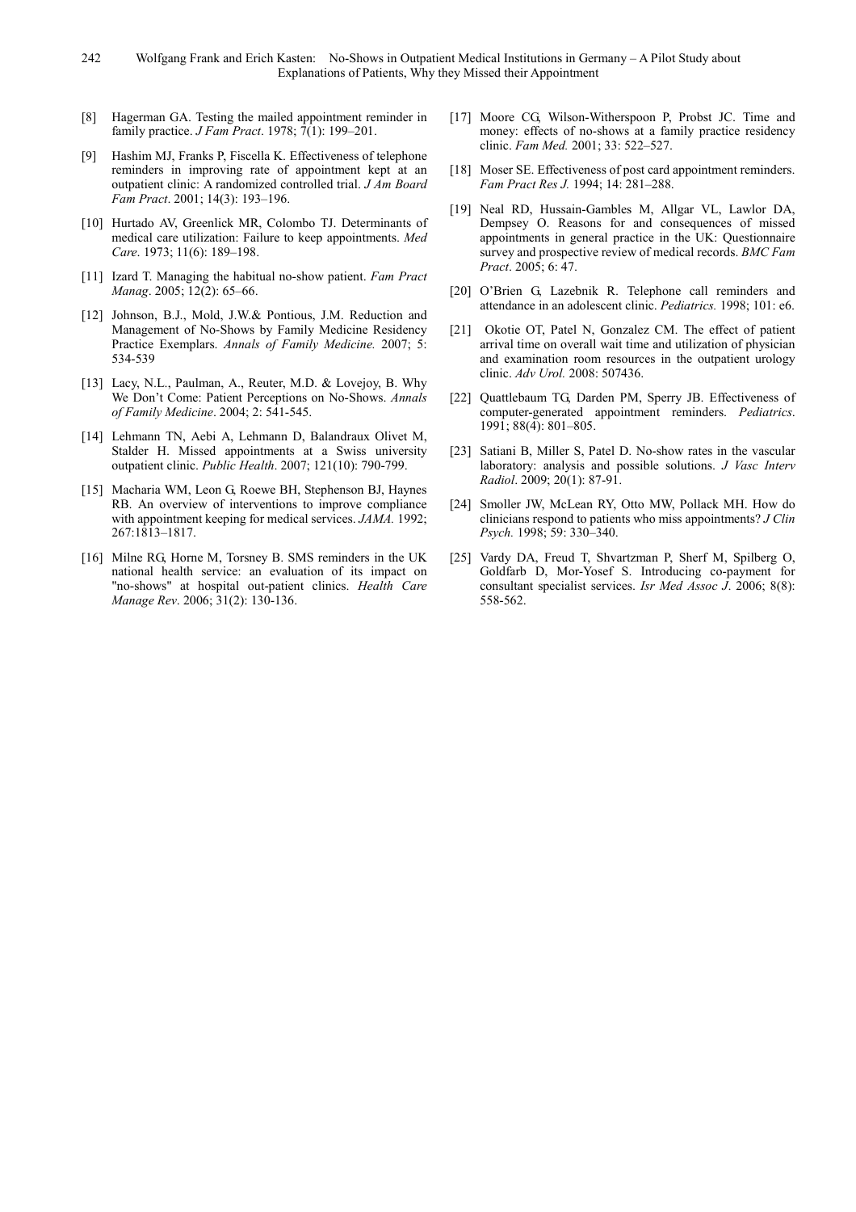[8] Hagerman GA. Testing the mailed appointment reminder in family practice. *J Fam Pract*. 1978; 7(1): 199–201.

[9] Hashim MJ, Franks P, Fiscella K. Effectiveness of telephone reminders in improving rate of appointment kept at an outpatient clinic: A randomized controlled trial. *J Am Board Fam Pract*. 2001; 14(3): 193–196.

[10] Hurtado AV, Greenlick MR, Colombo TJ. Determinants of medical care utilization: Failure to keep appointments. *Med Care*. 1973; 11(6): 189–198.

[11] Izard T. Managing the habitual no-show patient. *Fam Pract Manag*. 2005; 12(2): 65–66.

[12] Johnson, B.J., Mold, J.W.& Pontious, J.M. Reduction and Management of No-Shows by Family Medicine Residency Practice Exemplars. *Annals of Family Medicine.* 2007; 5: 534-539

[13] Lacy, N.L., Paulman, A., Reuter, M.D. & Lovejoy, B. Why We Don't Come: Patient Perceptions on No-Shows. *Annals of Family Medicine*. 2004; 2: 541-545.

[14] Lehmann TN, Aebi A, Lehmann D, Balandraux Olivet M, Stalder H. Missed appointments at a Swiss university outpatient clinic. *Public Health*. 2007; 121(10): 790-799.

[15] Macharia WM, Leon G, Roewe BH, Stephenson BJ, Haynes RB. An overview of interventions to improve compliance with appointment keeping for medical services. *JAMA.* 1992; 267:1813–1817.

[16] Milne RG, Horne M, Torsney B. SMS reminders in the UK national health service: an evaluation of its impact on "no-shows" at hospital out-patient clinics. *Health Care Manage Rev*. 2006; 31(2): 130-136.

[17] Moore CG, Wilson-Witherspoon P, Probst JC. Time and money: effects of no-shows at a family practice residency clinic. *Fam Med.* 2001; 33: 522–527.

[18] Moser SE. Effectiveness of post card appointment reminders. *Fam Pract Res J.* 1994; 14: 281–288.

[19] Neal RD, Hussain-Gambles M, Allgar VL, Lawlor DA, Dempsey O. Reasons for and consequences of missed appointments in general practice in the UK: Questionnaire survey and prospective review of medical records. *BMC Fam Pract*. 2005; 6: 47.

[20] O'Brien G, Lazebnik R. Telephone call reminders and attendance in an adolescent clinic. *Pediatrics.* 1998; 101: e6.

[21] Okotie OT, Patel N, Gonzalez CM. The effect of patient arrival time on overall wait time and utilization of physician and examination room resources in the outpatient urology clinic. *Adv Urol.* 2008: 507436.

[22] Quattlebaum TG, Darden PM, Sperry JB. Effectiveness of computer-generated appointment reminders. *Pediatrics*. 1991; 88(4): 801–805.

[23] Satiani B, Miller S, Patel D. No-show rates in the vascular laboratory: analysis and possible solutions. *J Vasc Interv Radiol*. 2009; 20(1): 87-91.

[24] Smoller JW, McLean RY, Otto MW, Pollack MH. How do clinicians respond to patients who miss appointments? *J Clin Psych.* 1998; 59: 330–340.

[25] Vardy DA, Freud T, Shvartzman P, Sherf M, Spilberg O, Goldfarb D, Mor-Yosef S. Introducing co-payment for consultant specialist services. *Isr Med Assoc J*. 2006; 8(8): 558-562.